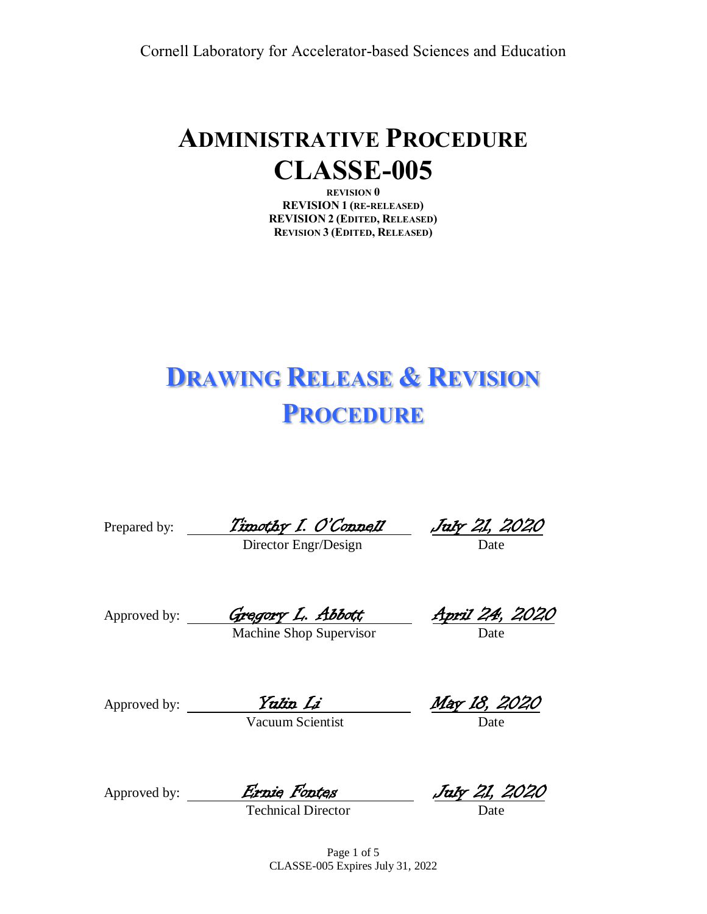Cornell Laboratory for Accelerator-based Sciences and Education

# ADMINISTRATIVE PROCEDURE CLASSE-005

**REVISION 0**
**REVISION 1 (RE-RELEASED)**
**REVISION 2 (EDITED, RELEASED)**
**REVISION 3 (EDITED, RELEASED)**

# DRAWING RELEASE & REVISION PROCEDURE

Prepared by: *Timothy I. O'Connell* — Director Engr/Design — Date: *July 21, 2020*

Approved by: *Gregory L. Abbott* — Machine Shop Supervisor — Date: *April 24, 2020*

Approved by: *Yulin Li* — Vacuum Scientist — Date: *May 18, 2020*

Approved by: *Ernie Fontes* — Technical Director — Date: *July 21, 2020*

CLASSE-005 Expires July 31, 2022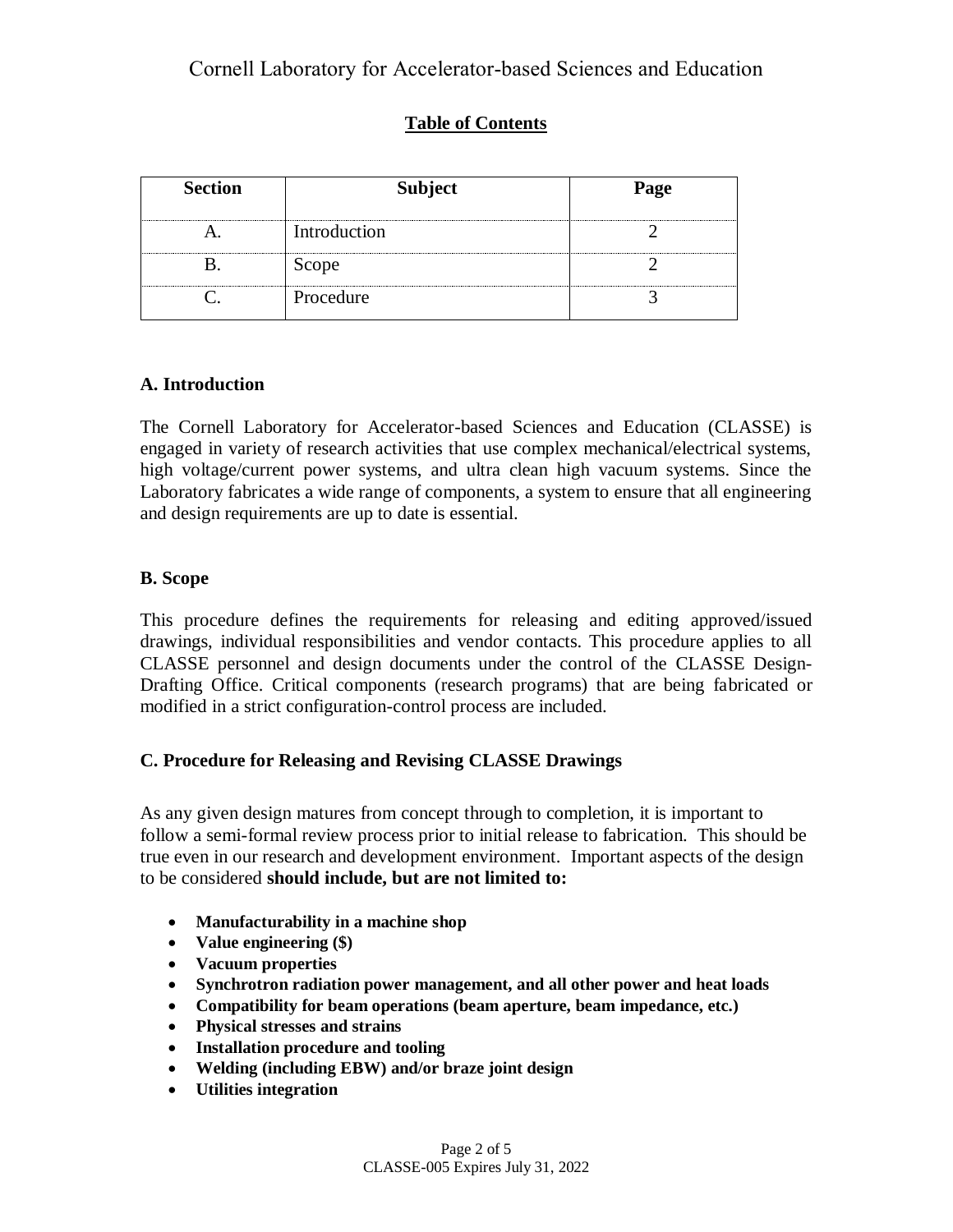# Cornell Laboratory for Accelerator-based Sciences and Education

## Table of Contents

| Section | Subject | Page |
|---|---|---|
| A. | Introduction | 2 |
| B. | Scope | 2 |
| C. | Procedure | 3 |

### A. Introduction

The Cornell Laboratory for Accelerator-based Sciences and Education (CLASSE) is engaged in variety of research activities that use complex mechanical/electrical systems, high voltage/current power systems, and ultra clean high vacuum systems. Since the Laboratory fabricates a wide range of components, a system to ensure that all engineering and design requirements are up to date is essential.

### B. Scope

This procedure defines the requirements for releasing and editing approved/issued drawings, individual responsibilities and vendor contacts. This procedure applies to all CLASSE personnel and design documents under the control of the CLASSE Design-Drafting Office. Critical components (research programs) that are being fabricated or modified in a strict configuration-control process are included.

### C. Procedure for Releasing and Revising CLASSE Drawings

As any given design matures from concept through to completion, it is important to follow a semi-formal review process prior to initial release to fabrication. This should be true even in our research and development environment. Important aspects of the design to be considered **should include, but are not limited to:**

- **Manufacturability in a machine shop**
- **Value engineering ($)**
- **Vacuum properties**
- **Synchrotron radiation power management, and all other power and heat loads**
- **Compatibility for beam operations (beam aperture, beam impedance, etc.)**
- **Physical stresses and strains**
- **Installation procedure and tooling**
- **Welding (including EBW) and/or braze joint design**
- **Utilities integration**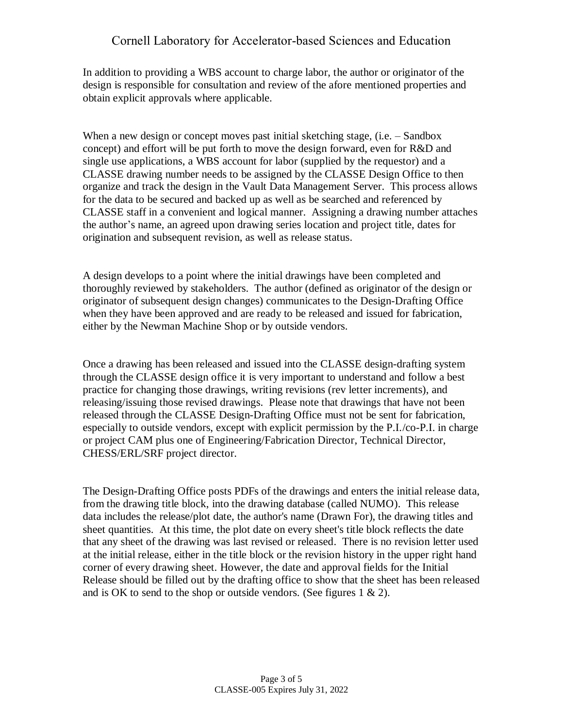In addition to providing a WBS account to charge labor, the author or originator of the design is responsible for consultation and review of the afore mentioned properties and obtain explicit approvals where applicable.

When a new design or concept moves past initial sketching stage, (i.e. – Sandbox concept) and effort will be put forth to move the design forward, even for R&D and single use applications, a WBS account for labor (supplied by the requestor) and a CLASSE drawing number needs to be assigned by the CLASSE Design Office to then organize and track the design in the Vault Data Management Server. This process allows for the data to be secured and backed up as well as be searched and referenced by CLASSE staff in a convenient and logical manner. Assigning a drawing number attaches the author's name, an agreed upon drawing series location and project title, dates for origination and subsequent revision, as well as release status.

A design develops to a point where the initial drawings have been completed and thoroughly reviewed by stakeholders. The author (defined as originator of the design or originator of subsequent design changes) communicates to the Design-Drafting Office when they have been approved and are ready to be released and issued for fabrication, either by the Newman Machine Shop or by outside vendors.

Once a drawing has been released and issued into the CLASSE design-drafting system through the CLASSE design office it is very important to understand and follow a best practice for changing those drawings, writing revisions (rev letter increments), and releasing/issuing those revised drawings. Please note that drawings that have not been released through the CLASSE Design-Drafting Office must not be sent for fabrication, especially to outside vendors, except with explicit permission by the P.I./co-P.I. in charge or project CAM plus one of Engineering/Fabrication Director, Technical Director, CHESS/ERL/SRF project director.

The Design-Drafting Office posts PDFs of the drawings and enters the initial release data, from the drawing title block, into the drawing database (called NUMO). This release data includes the release/plot date, the author's name (Drawn For), the drawing titles and sheet quantities. At this time, the plot date on every sheet's title block reflects the date that any sheet of the drawing was last revised or released. There is no revision letter used at the initial release, either in the title block or the revision history in the upper right hand corner of every drawing sheet. However, the date and approval fields for the Initial Release should be filled out by the drafting office to show that the sheet has been released and is OK to send to the shop or outside vendors. (See figures 1 & 2).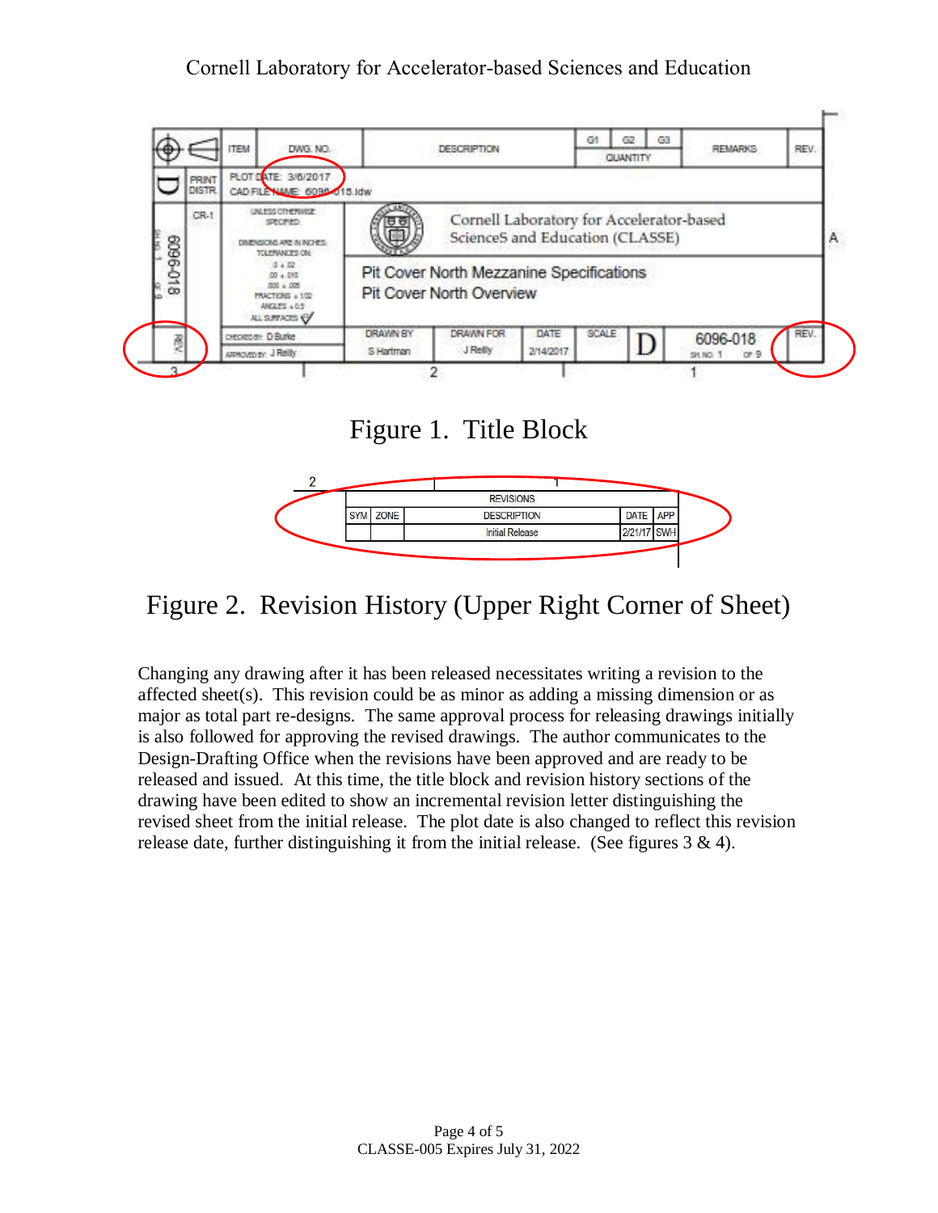Figure 1. Title Block

Figure 2. Revision History (Upper Right Corner of Sheet)

Changing any drawing after it has been released necessitates writing a revision to the affected sheet(s). This revision could be as minor as adding a missing dimension or as major as total part re-designs. The same approval process for releasing drawings initially is also followed for approving the revised drawings. The author communicates to the Design-Drafting Office when the revisions have been approved and are ready to be released and issued. At this time, the title block and revision history sections of the drawing have been edited to show an incremental revision letter distinguishing the revised sheet from the initial release. The plot date is also changed to reflect this revision release date, further distinguishing it from the initial release. (See figures 3 & 4).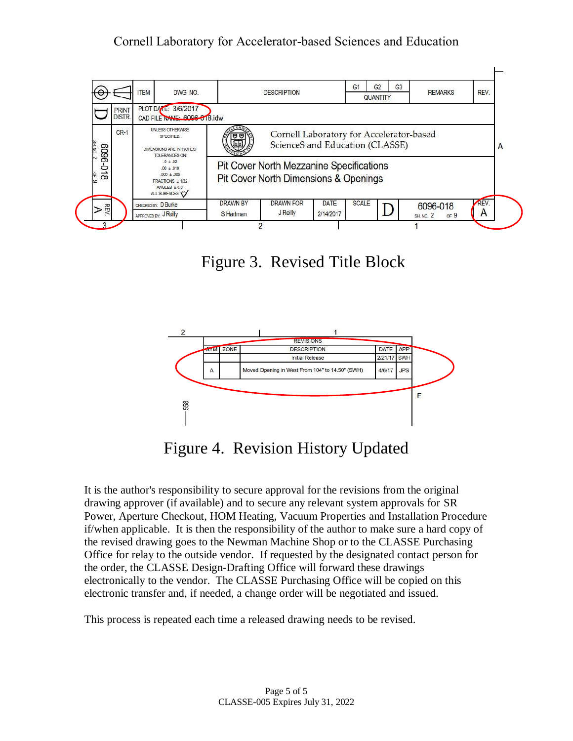Figure 3. Revised Title Block

Figure 4. Revision History Updated

It is the author's responsibility to secure approval for the revisions from the original drawing approver (if available) and to secure any relevant system approvals for SR Power, Aperture Checkout, HOM Heating, Vacuum Properties and Installation Procedure if/when applicable. It is then the responsibility of the author to make sure a hard copy of the revised drawing goes to the Newman Machine Shop or to the CLASSE Purchasing Office for relay to the outside vendor. If requested by the designated contact person for the order, the CLASSE Design-Drafting Office will forward these drawings electronically to the vendor. The CLASSE Purchasing Office will be copied on this electronic transfer and, if needed, a change order will be negotiated and issued.

This process is repeated each time a released drawing needs to be revised.